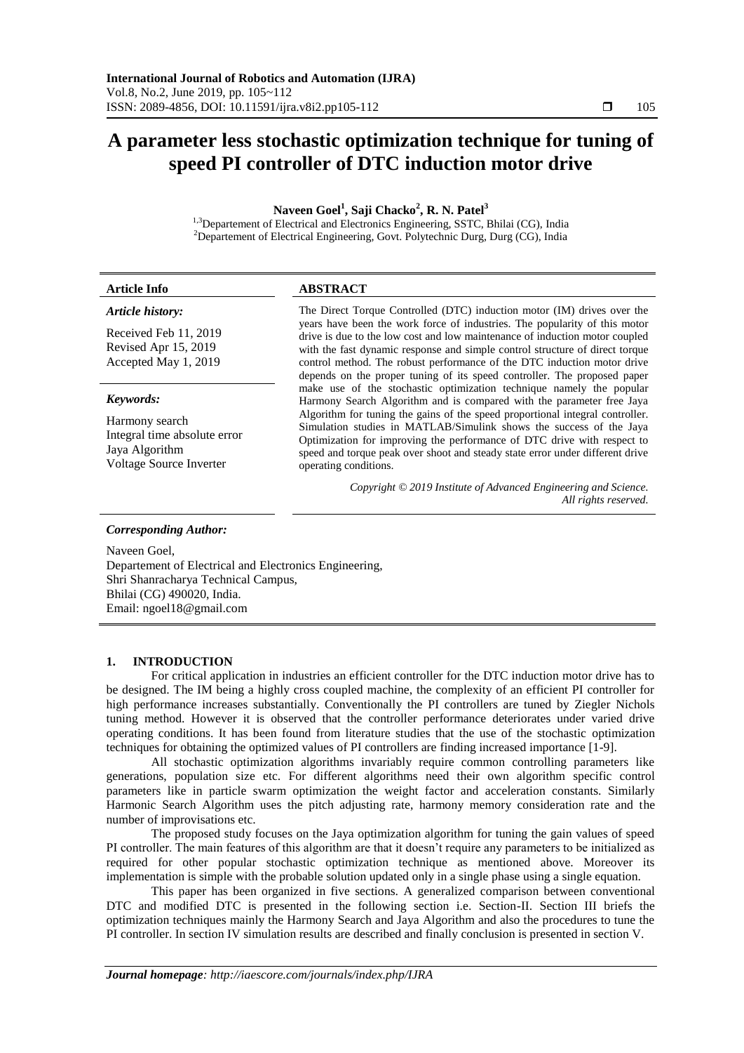# A parameter less stochastic optimization technique for tuning of speed PI controller of DTC induction motor drive

**Naveen Goel[1], Saji Chacko[2], R. N. Patel[3]**

[1,3]Departement of Electrical and Electronics Engineering, SSTC, Bhilai (CG), India
[2]Departement of Electrical Engineering, Govt. Polytechnic Durg, Durg (CG), India

## Article Info

***Article history:***

Received Feb 11, 2019
Revised Apr 15, 2019
Accepted May 1, 2019

***Keywords:***

Harmony search
Integral time absolute error
Jaya Algorithm
Voltage Source Inverter

## ABSTRACT

The Direct Torque Controlled (DTC) induction motor (IM) drives over the years have been the work force of industries. The popularity of this motor drive is due to the low cost and low maintenance of induction motor coupled with the fast dynamic response and simple control structure of direct torque control method. The robust performance of the DTC induction motor drive depends on the proper tuning of its speed controller. The proposed paper make use of the stochastic optimization technique namely the popular Harmony Search Algorithm and is compared with the parameter free Jaya Algorithm for tuning the gains of the speed proportional integral controller. Simulation studies in MATLAB/Simulink shows the success of the Jaya Optimization for improving the performance of DTC drive with respect to speed and torque peak over shoot and steady state error under different drive operating conditions.

*Copyright © 2019 Institute of Advanced Engineering and Science. All rights reserved.*

***Corresponding Author:***

Naveen Goel,
Departement of Electrical and Electronics Engineering,
Shri Shanracharya Technical Campus,
Bhilai (CG) 490020, India.
Email: ngoel18@gmail.com

## 1. INTRODUCTION

For critical application in industries an efficient controller for the DTC induction motor drive has to be designed. The IM being a highly cross coupled machine, the complexity of an efficient PI controller for high performance increases substantially. Conventionally the PI controllers are tuned by Ziegler Nichols tuning method. However it is observed that the controller performance deteriorates under varied drive operating conditions. It has been found from literature studies that the use of the stochastic optimization techniques for obtaining the optimized values of PI controllers are finding increased importance [1-9].

All stochastic optimization algorithms invariably require common controlling parameters like generations, population size etc. For different algorithms need their own algorithm specific control parameters like in particle swarm optimization the weight factor and acceleration constants. Similarly Harmonic Search Algorithm uses the pitch adjusting rate, harmony memory consideration rate and the number of improvisations etc.

The proposed study focuses on the Jaya optimization algorithm for tuning the gain values of speed PI controller. The main features of this algorithm are that it doesn't require any parameters to be initialized as required for other popular stochastic optimization technique as mentioned above. Moreover its implementation is simple with the probable solution updated only in a single phase using a single equation.

This paper has been organized in five sections. A generalized comparison between conventional DTC and modified DTC is presented in the following section i.e. Section-II. Section III briefs the optimization techniques mainly the Harmony Search and Jaya Algorithm and also the procedures to tune the PI controller. In section IV simulation results are described and finally conclusion is presented in section V.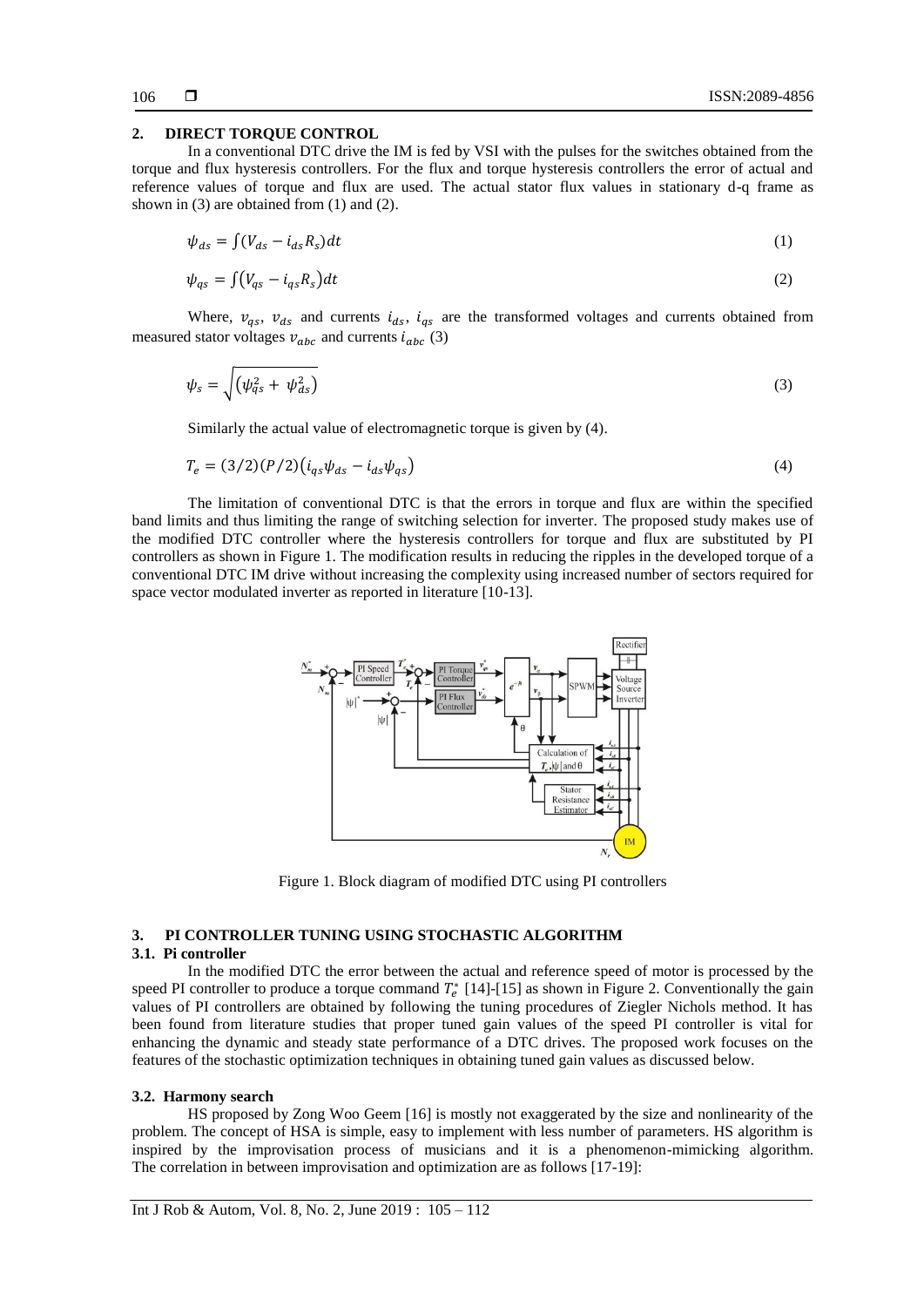## 2. DIRECT TORQUE CONTROL

In a conventional DTC drive the IM is fed by VSI with the pulses for the switches obtained from the torque and flux hysteresis controllers. For the flux and torque hysteresis controllers the error of actual and reference values of torque and flux are used. The actual stator flux values in stationary d-q frame as shown in (3) are obtained from (1) and (2).

$$\psi_{ds} = \int (V_{ds} - i_{ds}R_s)dt \tag{1}$$

$$\psi_{qs} = \int (V_{qs} - i_{qs}R_s)dt \tag{2}$$

Where, $v_{qs}$, $v_{ds}$ and currents $i_{ds}$, $i_{qs}$ are the transformed voltages and currents obtained from measured stator voltages $v_{abc}$ and currents $i_{abc}$ (3)

$$\psi_s = \sqrt{(\psi_{qs}^2 + \psi_{ds}^2)} \tag{3}$$

Similarly the actual value of electromagnetic torque is given by (4).

$$T_e = (3/2)(P/2)(i_{qs}\psi_{ds} - i_{ds}\psi_{qs}) \tag{4}$$

The limitation of conventional DTC is that the errors in torque and flux are within the specified band limits and thus limiting the range of switching selection for inverter. The proposed study makes use of the modified DTC controller where the hysteresis controllers for torque and flux are substituted by PI controllers as shown in Figure 1. The modification results in reducing the ripples in the developed torque of a conventional DTC IM drive without increasing the complexity using increased number of sectors required for space vector modulated inverter as reported in literature [10-13].

Figure 1. Block diagram of modified DTC using PI controllers

## 3. PI CONTROLLER TUNING USING STOCHASTIC ALGORITHM

### 3.1. Pi controller

In the modified DTC the error between the actual and reference speed of motor is processed by the speed PI controller to produce a torque command $T_e^*$ [14]-[15] as shown in Figure 2. Conventionally the gain values of PI controllers are obtained by following the tuning procedures of Ziegler Nichols method. It has been found from literature studies that proper tuned gain values of the speed PI controller is vital for enhancing the dynamic and steady state performance of a DTC drives. The proposed work focuses on the features of the stochastic optimization techniques in obtaining tuned gain values as discussed below.

### 3.2. Harmony search

HS proposed by Zong Woo Geem [16] is mostly not exaggerated by the size and nonlinearity of the problem. The concept of HSA is simple, easy to implement with less number of parameters. HS algorithm is inspired by the improvisation process of musicians and it is a phenomenon-mimicking algorithm. The correlation in between improvisation and optimization are as follows [17-19]: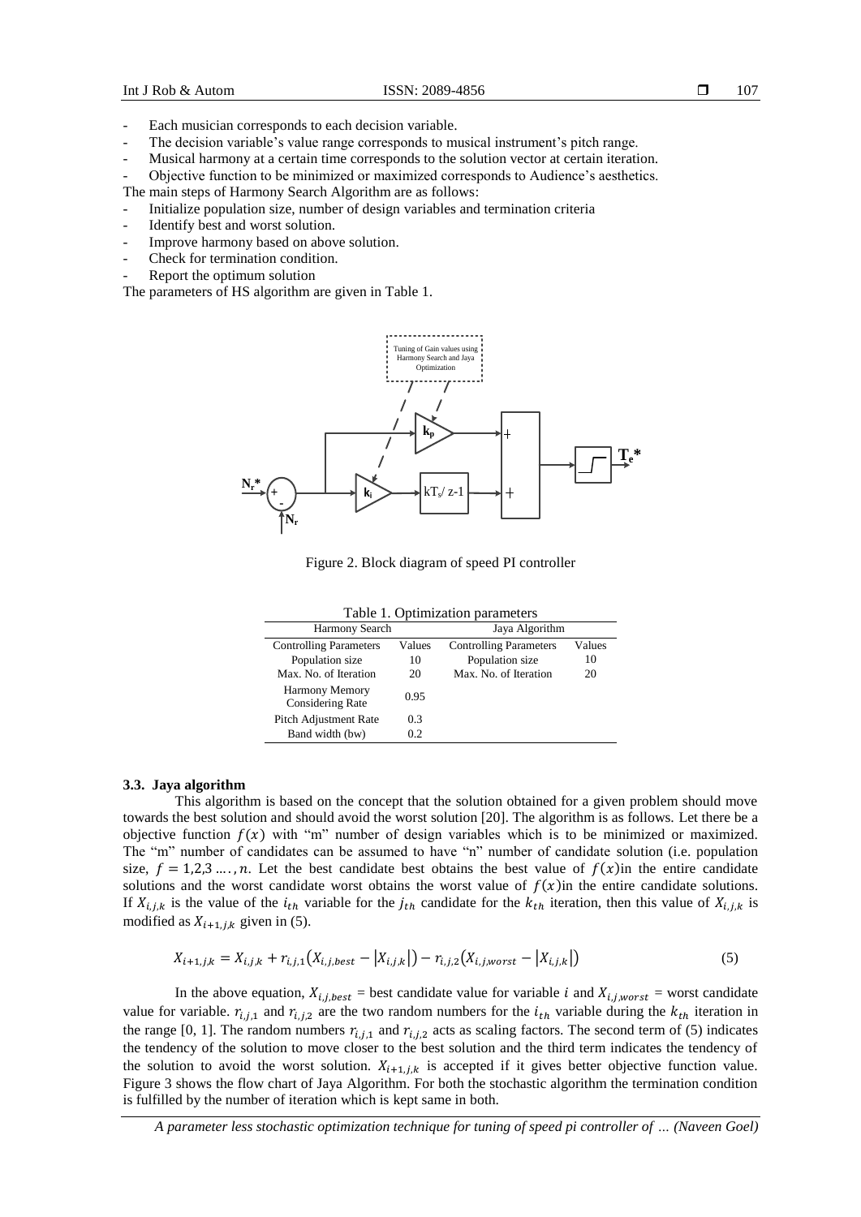- Each musician corresponds to each decision variable.
- The decision variable's value range corresponds to musical instrument's pitch range.
- Musical harmony at a certain time corresponds to the solution vector at certain iteration.
- Objective function to be minimized or maximized corresponds to Audience's aesthetics.

The main steps of Harmony Search Algorithm are as follows:

- Initialize population size, number of design variables and termination criteria
- Identify best and worst solution.
- Improve harmony based on above solution.
- Check for termination condition.
- Report the optimum solution

The parameters of HS algorithm are given in Table 1.

Figure 2. Block diagram of speed PI controller

Table 1. Optimization parameters

| Harmony Search | | Jaya Algorithm | |
|---|---|---|---|
| Controlling Parameters | Values | Controlling Parameters | Values |
| Population size | 10 | Population size | 10 |
| Max. No. of Iteration | 20 | Max. No. of Iteration | 20 |
| Harmony Memory Considering Rate | 0.95 | | |
| Pitch Adjustment Rate | 0.3 | | |
| Band width (bw) | 0.2 | | |

### 3.3. Jaya algorithm

This algorithm is based on the concept that the solution obtained for a given problem should move towards the best solution and should avoid the worst solution [20]. The algorithm is as follows. Let there be a objective function $f(x)$ with "m" number of design variables which is to be minimized or maximized. The "m" number of candidates can be assumed to have "n" number of candidate solution (i.e. population size, $f = 1,2,3 \ldots, n$. Let the best candidate best obtains the best value of $f(x)$in the entire candidate solutions and the worst candidate worst obtains the worst value of $f(x)$in the entire candidate solutions. If $X_{i,j,k}$ is the value of the $i_{th}$ variable for the $j_{th}$ candidate for the $k_{th}$ iteration, then this value of $X_{i,j,k}$ is modified as $X_{i+1,j,k}$ given in (5).

$$X_{i+1,j,k} = X_{i,j,k} + r_{i,j,1}\left(X_{i,j,best} - \left|X_{i,j,k}\right|\right) - r_{i,j,2}\left(X_{i,j,worst} - \left|X_{i,j,k}\right|\right) \tag{5}$$

In the above equation, $X_{i,j,best}$ = best candidate value for variable $i$ and $X_{i,j,worst}$ = worst candidate value for variable. $r_{i,j,1}$ and $r_{i,j,2}$ are the two random numbers for the $i_{th}$ variable during the $k_{th}$ iteration in the range [0, 1]. The random numbers $r_{i,j,1}$ and $r_{i,j,2}$ acts as scaling factors. The second term of (5) indicates the tendency of the solution to move closer to the best solution and the third term indicates the tendency of the solution to avoid the worst solution. $X_{i+1,j,k}$ is accepted if it gives better objective function value. Figure 3 shows the flow chart of Jaya Algorithm. For both the stochastic algorithm the termination condition is fulfilled by the number of iteration which is kept same in both.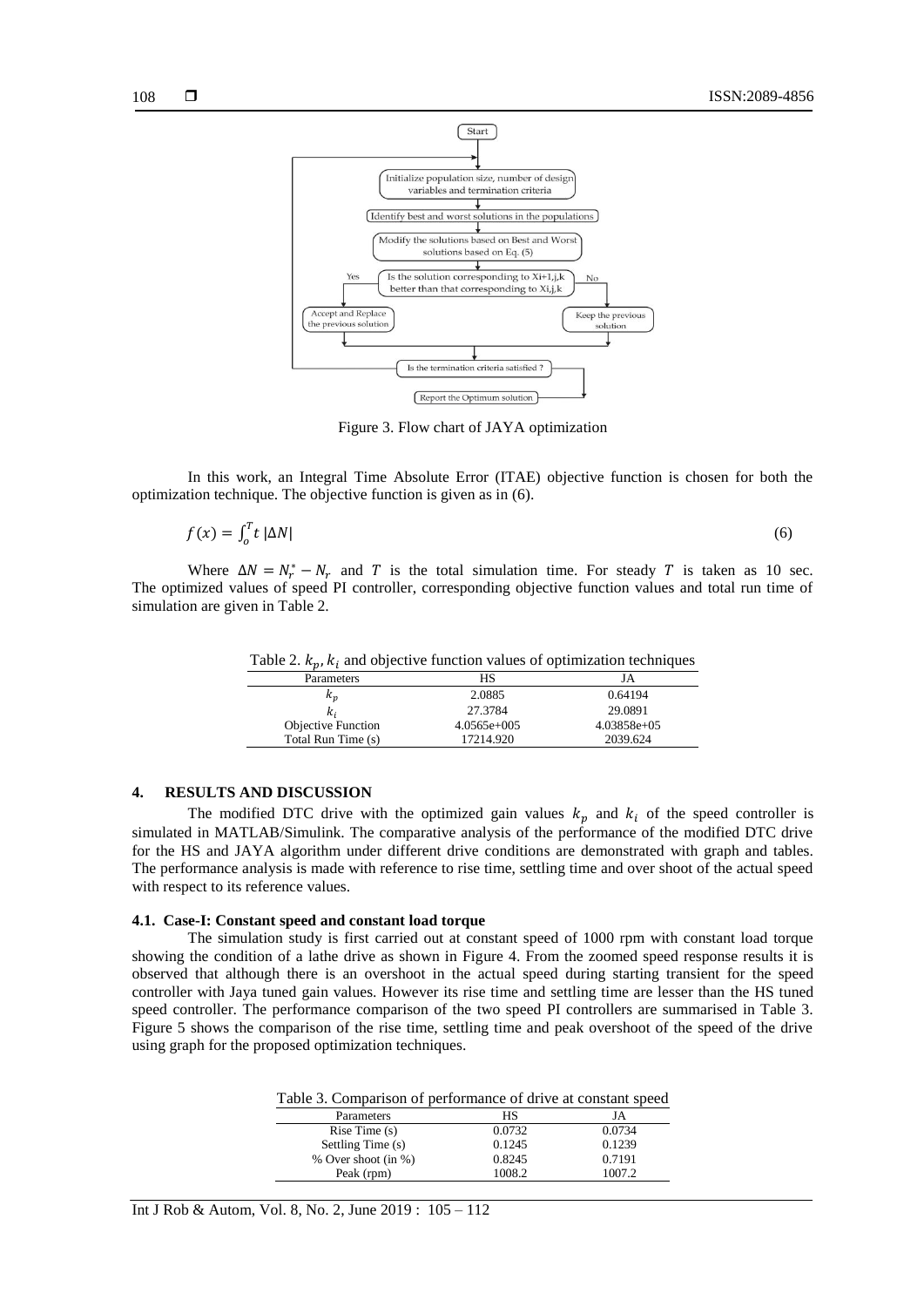Figure 3. Flow chart of JAYA optimization

In this work, an Integral Time Absolute Error (ITAE) objective function is chosen for both the optimization technique. The objective function is given as in (6).

$$f(x) = \int_{o}^{T} t\,|\Delta N| \tag{6}$$

Where $\Delta N = N_r^* - N_r$ and $T$ is the total simulation time. For steady $T$ is taken as 10 sec. The optimized values of speed PI controller, corresponding objective function values and total run time of simulation are given in Table 2.

Table 2. $k_p$, $k_i$ and objective function values of optimization techniques

| Parameters | HS | JA |
|---|---|---|
| $k_p$ | 2.0885 | 0.64194 |
| $k_i$ | 27.3784 | 29.0891 |
| Objective Function | 4.0565e+005 | 4.03858e+05 |
| Total Run Time (s) | 17214.920 | 2039.624 |

## 4. RESULTS AND DISCUSSION

The modified DTC drive with the optimized gain values $k_p$ and $k_i$ of the speed controller is simulated in MATLAB/Simulink. The comparative analysis of the performance of the modified DTC drive for the HS and JAYA algorithm under different drive conditions are demonstrated with graph and tables. The performance analysis is made with reference to rise time, settling time and over shoot of the actual speed with respect to its reference values.

### 4.1. Case-I: Constant speed and constant load torque

The simulation study is first carried out at constant speed of 1000 rpm with constant load torque showing the condition of a lathe drive as shown in Figure 4. From the zoomed speed response results it is observed that although there is an overshoot in the actual speed during starting transient for the speed controller with Jaya tuned gain values. However its rise time and settling time are lesser than the HS tuned speed controller. The performance comparison of the two speed PI controllers are summarised in Table 3. Figure 5 shows the comparison of the rise time, settling time and peak overshoot of the speed of the drive using graph for the proposed optimization techniques.

Table 3. Comparison of performance of drive at constant speed

| Parameters | HS | JA |
|---|---|---|
| Rise Time (s) | 0.0732 | 0.0734 |
| Settling Time (s) | 0.1245 | 0.1239 |
| % Over shoot (in %) | 0.8245 | 0.7191 |
| Peak (rpm) | 1008.2 | 1007.2 |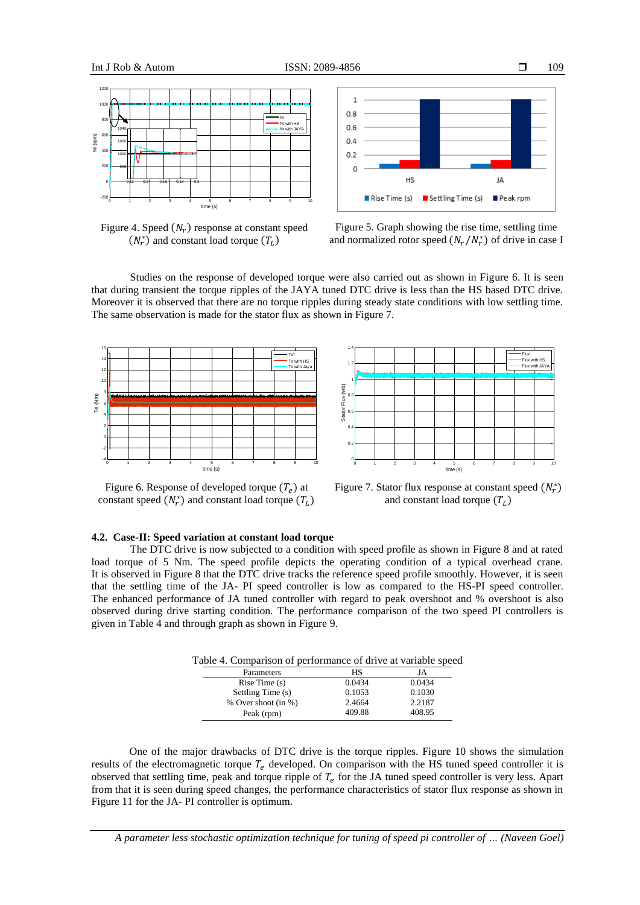Figure 4. Speed ($N_r$) response at constant speed ($N_r^*$) and constant load torque ($T_L$)

Figure 5. Graph showing the rise time, settling time and normalized rotor speed ($N_r/N_r^*$) of drive in case I

Studies on the response of developed torque were also carried out as shown in Figure 6. It is seen that during transient the torque ripples of the JAYA tuned DTC drive is less than the HS based DTC drive. Moreover it is observed that there are no torque ripples during steady state conditions with low settling time. The same observation is made for the stator flux as shown in Figure 7.

Figure 6. Response of developed torque ($T_e$) at constant speed ($N_r^*$) and constant load torque ($T_L$)

Figure 7. Stator flux response at constant speed ($N_r^*$) and constant load torque ($T_L$)

### 4.2. Case-II: Speed variation at constant load torque

The DTC drive is now subjected to a condition with speed profile as shown in Figure 8 and at rated load torque of 5 Nm. The speed profile depicts the operating condition of a typical overhead crane. It is observed in Figure 8 that the DTC drive tracks the reference speed profile smoothly. However, it is seen that the settling time of the JA- PI speed controller is low as compared to the HS-PI speed controller. The enhanced performance of JA tuned controller with regard to peak overshoot and % overshoot is also observed during drive starting condition. The performance comparison of the two speed PI controllers is given in Table 4 and through graph as shown in Figure 9.

Table 4. Comparison of performance of drive at variable speed

| Parameters | HS | JA |
|---|---|---|
| Rise Time (s) | 0.0434 | 0.0434 |
| Settling Time (s) | 0.1053 | 0.1030 |
| % Over shoot (in %) | 2.4664 | 2.2187 |
| Peak (rpm) | 409.88 | 408.95 |

One of the major drawbacks of DTC drive is the torque ripples. Figure 10 shows the simulation results of the electromagnetic torque $T_e$ developed. On comparison with the HS tuned speed controller it is observed that settling time, peak and torque ripple of $T_e$ for the JA tuned speed controller is very less. Apart from that it is seen during speed changes, the performance characteristics of stator flux response as shown in Figure 11 for the JA- PI controller is optimum.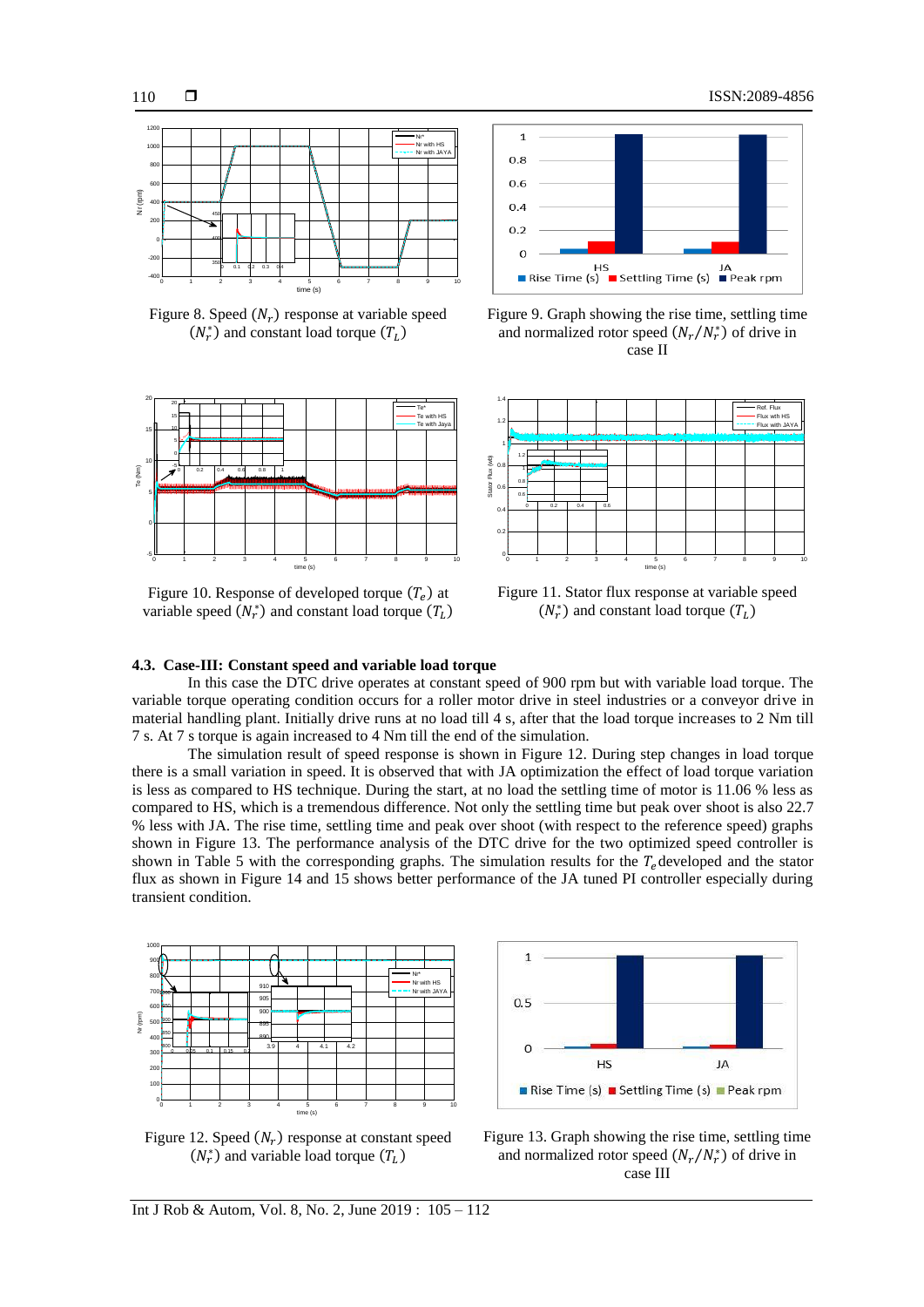Figure 8. Speed ($N_r$) response at variable speed ($N_r^*$) and constant load torque ($T_L$)

Figure 9. Graph showing the rise time, settling time and normalized rotor speed ($N_r/N_r^*$) of drive in case II

Figure 10. Response of developed torque ($T_e$) at variable speed ($N_r^*$) and constant load torque ($T_L$)

Figure 11. Stator flux response at variable speed ($N_r^*$) and constant load torque ($T_L$)

### 4.3. Case-III: Constant speed and variable load torque

In this case the DTC drive operates at constant speed of 900 rpm but with variable load torque. The variable torque operating condition occurs for a roller motor drive in steel industries or a conveyor drive in material handling plant. Initially drive runs at no load till 4 s, after that the load torque increases to 2 Nm till 7 s. At 7 s torque is again increased to 4 Nm till the end of the simulation.

The simulation result of speed response is shown in Figure 12. During step changes in load torque there is a small variation in speed. It is observed that with JA optimization the effect of load torque variation is less as compared to HS technique. During the start, at no load the settling time of motor is 11.06 % less as compared to HS, which is a tremendous difference. Not only the settling time but peak over shoot is also 22.7 % less with JA. The rise time, settling time and peak over shoot (with respect to the reference speed) graphs shown in Figure 13. The performance analysis of the DTC drive for the two optimized speed controller is shown in Table 5 with the corresponding graphs. The simulation results for the $T_e$ developed and the stator flux as shown in Figure 14 and 15 shows better performance of the JA tuned PI controller especially during transient condition.

Figure 12. Speed ($N_r$) response at constant speed ($N_r^*$) and variable load torque ($T_L$)

Figure 13. Graph showing the rise time, settling time and normalized rotor speed ($N_r/N_r^*$) of drive in case III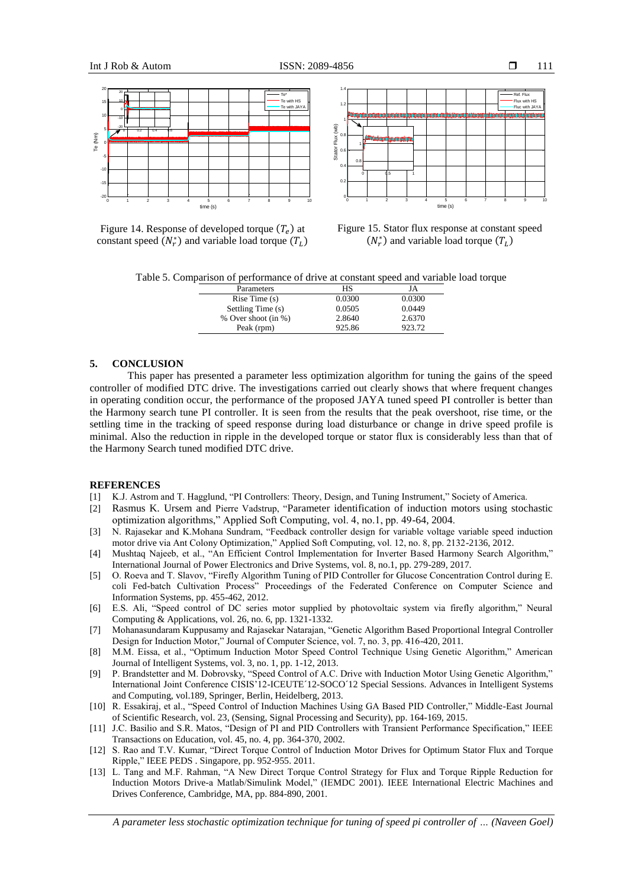Figure 14. Response of developed torque ($T_e$) at constant speed ($N_r^*$) and variable load torque ($T_L$)

Figure 15. Stator flux response at constant speed ($N_r^*$) and variable load torque ($T_L$)

Table 5. Comparison of performance of drive at constant speed and variable load torque

| Parameters | HS | JA |
|---|---|---|
| Rise Time (s) | 0.0300 | 0.0300 |
| Settling Time (s) | 0.0505 | 0.0449 |
| % Over shoot (in %) | 2.8640 | 2.6370 |
| Peak (rpm) | 925.86 | 923.72 |

## 5. CONCLUSION

This paper has presented a parameter less optimization algorithm for tuning the gains of the speed controller of modified DTC drive. The investigations carried out clearly shows that where frequent changes in operating condition occur, the performance of the proposed JAYA tuned speed PI controller is better than the Harmony search tune PI controller. It is seen from the results that the peak overshoot, rise time, or the settling time in the tracking of speed response during load disturbance or change in drive speed profile is minimal. Also the reduction in ripple in the developed torque or stator flux is considerably less than that of the Harmony Search tuned modified DTC drive.

## REFERENCES

[1] K.J. Astrom and T. Hagglund, "PI Controllers: Theory, Design, and Tuning Instrument," Society of America.

[2] Rasmus K. Ursem and Pierre Vadstrup, "Parameter identification of induction motors using stochastic optimization algorithms," Applied Soft Computing, vol. 4, no.1, pp. 49-64, 2004.

[3] N. Rajasekar and K.Mohana Sundram, "Feedback controller design for variable voltage variable speed induction motor drive via Ant Colony Optimization," Applied Soft Computing, vol. 12, no. 8, pp. 2132-2136, 2012.

[4] Mushtaq Najeeb, et al., "An Efficient Control Implementation for Inverter Based Harmony Search Algorithm," International Journal of Power Electronics and Drive Systems, vol. 8, no.1, pp. 279-289, 2017.

[5] O. Roeva and T. Slavov, "Firefly Algorithm Tuning of PID Controller for Glucose Concentration Control during E. coli Fed-batch Cultivation Process" Proceedings of the Federated Conference on Computer Science and Information Systems, pp. 455-462, 2012.

[6] E.S. Ali, "Speed control of DC series motor supplied by photovoltaic system via firefly algorithm," Neural Computing & Applications, vol. 26, no. 6, pp. 1321-1332.

[7] Mohanasundaram Kuppusamy and Rajasekar Natarajan, "Genetic Algorithm Based Proportional Integral Controller Design for Induction Motor," Journal of Computer Science, vol. 7, no. 3, pp. 416-420, 2011.

[8] M.M. Eissa, et al., "Optimum Induction Motor Speed Control Technique Using Genetic Algorithm," American Journal of Intelligent Systems, vol. 3, no. 1, pp. 1-12, 2013.

[9] P. Brandstetter and M. Dobrovsky, "Speed Control of A.C. Drive with Induction Motor Using Genetic Algorithm," International Joint Conference CISIS'12-ICEUTE´12-SOCO´12 Special Sessions. Advances in Intelligent Systems and Computing, vol.189, Springer, Berlin, Heidelberg, 2013.

[10] R. Essakiraj, et al., "Speed Control of Induction Machines Using GA Based PID Controller," Middle-East Journal of Scientific Research, vol. 23, (Sensing, Signal Processing and Security), pp. 164-169, 2015.

[11] J.C. Basilio and S.R. Matos, "Design of PI and PID Controllers with Transient Performance Specification," IEEE Transactions on Education, vol. 45, no. 4, pp. 364-370, 2002.

[12] S. Rao and T.V. Kumar, "Direct Torque Control of Induction Motor Drives for Optimum Stator Flux and Torque Ripple," IEEE PEDS . Singapore, pp. 952-955. 2011.

[13] L. Tang and M.F. Rahman, "A New Direct Torque Control Strategy for Flux and Torque Ripple Reduction for Induction Motors Drive-a Matlab/Simulink Model," (IEMDC 2001). IEEE International Electric Machines and Drives Conference, Cambridge, MA, pp. 884-890, 2001.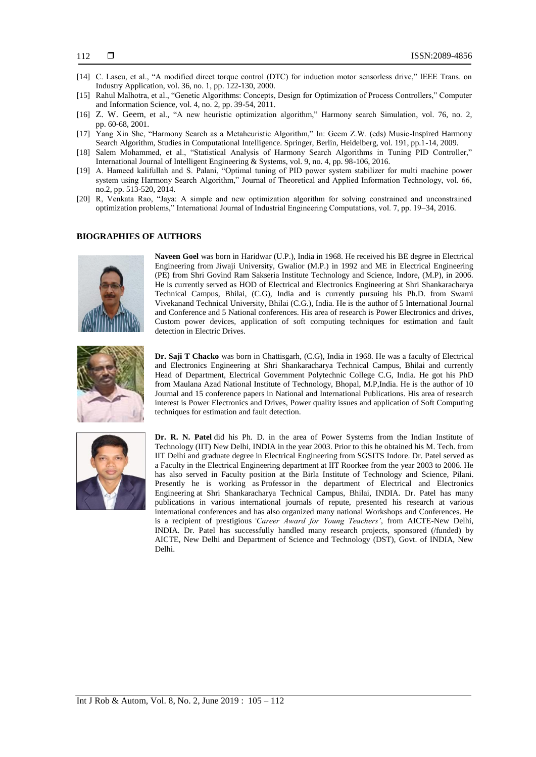[14] C. Lascu, et al., "A modified direct torque control (DTC) for induction motor sensorless drive," IEEE Trans. on Industry Application, vol. 36, no. 1, pp. 122-130, 2000.

[15] Rahul Malhotra, et al., "Genetic Algorithms: Concepts, Design for Optimization of Process Controllers," Computer and Information Science, vol. 4, no. 2, pp. 39-54, 2011.

[16] Z. W. Geem, et al., "A new heuristic optimization algorithm," Harmony search Simulation, vol. 76, no. 2, pp. 60-68, 2001.

[17] Yang Xin She, "Harmony Search as a Metaheuristic Algorithm," In: Geem Z.W. (eds) Music-Inspired Harmony Search Algorithm, Studies in Computational Intelligence. Springer, Berlin, Heidelberg, vol. 191, pp.1-14, 2009.

[18] Salem Mohammed, et al., "Statistical Analysis of Harmony Search Algorithms in Tuning PID Controller," International Journal of Intelligent Engineering & Systems, vol. 9, no. 4, pp. 98-106, 2016.

[19] A. Hameed kalifullah and S. Palani, "Optimal tuning of PID power system stabilizer for multi machine power system using Harmony Search Algorithm," Journal of Theoretical and Applied Information Technology, vol. 66, no.2, pp. 513-520, 2014.

[20] R, Venkata Rao, "Jaya: A simple and new optimization algorithm for solving constrained and unconstrained optimization problems," International Journal of Industrial Engineering Computations, vol. 7, pp. 19–34, 2016.

## BIOGRAPHIES OF AUTHORS

**Naveen Goel** was born in Haridwar (U.P.), India in 1968. He received his BE degree in Electrical Engineering from Jiwaji University, Gwalior (M.P.) in 1992 and ME in Electrical Engineering (PE) from Shri Govind Ram Sakseria Institute Technology and Science, Indore, (M.P), in 2006. He is currently served as HOD of Electrical and Electronics Engineering at Shri Shankaracharya Technical Campus, Bhilai, (C.G), India and is currently pursuing his Ph.D. from Swami Vivekanand Technical University, Bhilai (C.G.), India. He is the author of 5 International Journal and Conference and 5 National conferences. His area of research is Power Electronics and drives, Custom power devices, application of soft computing techniques for estimation and fault detection in Electric Drives.

**Dr. Saji T Chacko** was born in Chattisgarh, (C.G), India in 1968. He was a faculty of Electrical and Electronics Engineering at Shri Shankaracharya Technical Campus, Bhilai and currently Head of Department, Electrical Government Polytechnic College C.G, India. He got his PhD from Maulana Azad National Institute of Technology, Bhopal, M.P,India. He is the author of 10 Journal and 15 conference papers in National and International Publications. His area of research interest is Power Electronics and Drives, Power quality issues and application of Soft Computing techniques for estimation and fault detection.

**Dr. R. N. Patel** did his Ph. D. in the area of Power Systems from the Indian Institute of Technology (IIT) New Delhi, INDIA in the year 2003. Prior to this he obtained his M. Tech. from IIT Delhi and graduate degree in Electrical Engineering from SGSITS Indore. Dr. Patel served as a Faculty in the Electrical Engineering department at IIT Roorkee from the year 2003 to 2006. He has also served in Faculty position at the Birla Institute of Technology and Science, Pilani. Presently he is working as Professor in the department of Electrical and Electronics Engineering at Shri Shankaracharya Technical Campus, Bhilai, INDIA. Dr. Patel has many publications in various international journals of repute, presented his research at various international conferences and has also organized many national Workshops and Conferences. He is a recipient of prestigious *'Career Award for Young Teachers'*, from AICTE-New Delhi, INDIA. Dr. Patel has successfully handled many research projects, sponsored (/funded) by AICTE, New Delhi and Department of Science and Technology (DST), Govt. of INDIA, New Delhi.